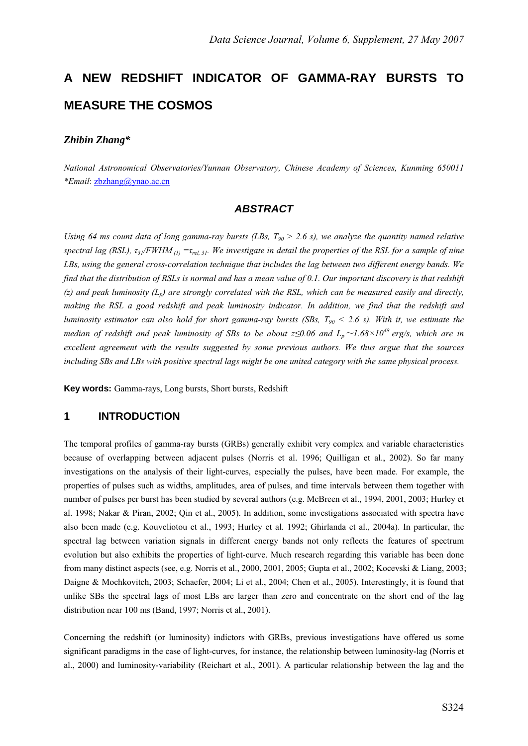# A NEW REDSHIFT INDICATOR OF GAMMA-RAY BURSTS TO MEASURE THE COSMOS

***Zhibin Zhang****

*National Astronomical Observatories/Yunnan Observatory, Chinese Academy of Sciences, Kunming 650011*
*\*Email*: zbzhang@ynao.ac.cn

## *ABSTRACT*

*Using 64 ms count data of long gamma-ray bursts (LBs, $T_{90}$ > 2.6 s), we analyze the quantity named relative spectral lag (RSL), $\tau_{31}/FWHM_{(1)} = \tau_{rel,31}$. We investigate in detail the properties of the RSL for a sample of nine LBs, using the general cross-correlation technique that includes the lag between two different energy bands. We find that the distribution of RSLs is normal and has a mean value of 0.1. Our important discovery is that redshift (z) and peak luminosity ($L_p$) are strongly correlated with the RSL, which can be measured easily and directly, making the RSL a good redshift and peak luminosity indicator. In addition, we find that the redshift and luminosity estimator can also hold for short gamma-ray bursts (SBs, $T_{90}$ < 2.6 s). With it, we estimate the median of redshift and peak luminosity of SBs to be about $z \leq 0.06$ and $L_p \sim 1.68 \times 10^{48}$ erg/s, which are in excellent agreement with the results suggested by some previous authors. We thus argue that the sources including SBs and LBs with positive spectral lags might be one united category with the same physical process.*

**Key words:** Gamma-rays, Long bursts, Short bursts, Redshift

## 1 INTRODUCTION

The temporal profiles of gamma-ray bursts (GRBs) generally exhibit very complex and variable characteristics because of overlapping between adjacent pulses (Norris et al. 1996; Quilligan et al., 2002). So far many investigations on the analysis of their light-curves, especially the pulses, have been made. For example, the properties of pulses such as widths, amplitudes, area of pulses, and time intervals between them together with number of pulses per burst has been studied by several authors (e.g. McBreen et al., 1994, 2001, 2003; Hurley et al. 1998; Nakar & Piran, 2002; Qin et al., 2005). In addition, some investigations associated with spectra have also been made (e.g. Kouveliotou et al., 1993; Hurley et al. 1992; Ghirlanda et al., 2004a). In particular, the spectral lag between variation signals in different energy bands not only reflects the features of spectrum evolution but also exhibits the properties of light-curve. Much research regarding this variable has been done from many distinct aspects (see, e.g. Norris et al., 2000, 2001, 2005; Gupta et al., 2002; Kocevski & Liang, 2003; Daigne & Mochkovitch, 2003; Schaefer, 2004; Li et al., 2004; Chen et al., 2005). Interestingly, it is found that unlike SBs the spectral lags of most LBs are larger than zero and concentrate on the short end of the lag distribution near 100 ms (Band, 1997; Norris et al., 2001).

Concerning the redshift (or luminosity) indictors with GRBs, previous investigations have offered us some significant paradigms in the case of light-curves, for instance, the relationship between luminosity-lag (Norris et al., 2000) and luminosity-variability (Reichart et al., 2001). A particular relationship between the lag and the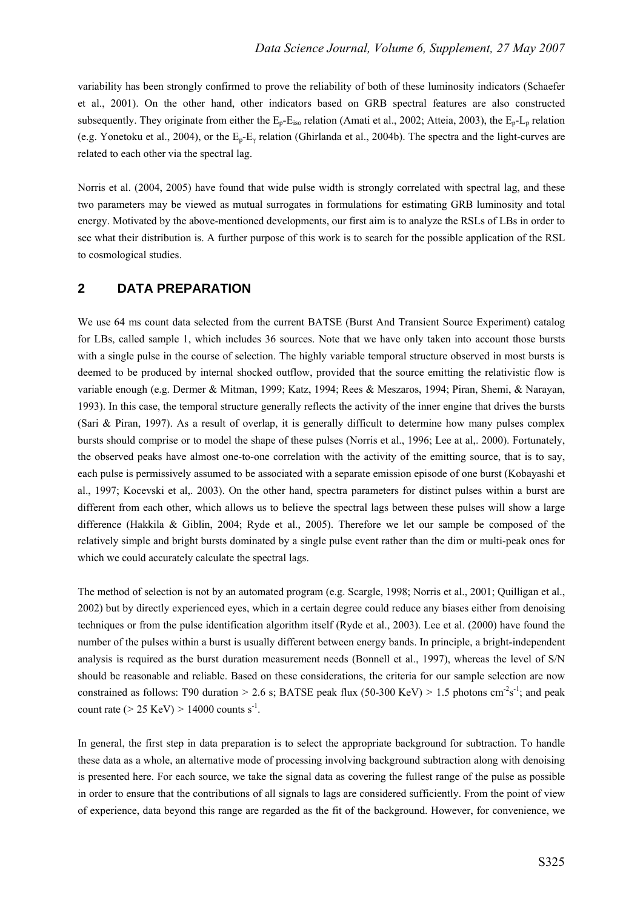variability has been strongly confirmed to prove the reliability of both of these luminosity indicators (Schaefer et al., 2001). On the other hand, other indicators based on GRB spectral features are also constructed subsequently. They originate from either the $E_p$-$E_{iso}$ relation (Amati et al., 2002; Atteia, 2003), the $E_p$-$L_p$ relation (e.g. Yonetoku et al., 2004), or the $E_p$-$E_\gamma$ relation (Ghirlanda et al., 2004b). The spectra and the light-curves are related to each other via the spectral lag.

Norris et al. (2004, 2005) have found that wide pulse width is strongly correlated with spectral lag, and these two parameters may be viewed as mutual surrogates in formulations for estimating GRB luminosity and total energy. Motivated by the above-mentioned developments, our first aim is to analyze the RSLs of LBs in order to see what their distribution is. A further purpose of this work is to search for the possible application of the RSL to cosmological studies.

## 2 DATA PREPARATION

We use 64 ms count data selected from the current BATSE (Burst And Transient Source Experiment) catalog for LBs, called sample 1, which includes 36 sources. Note that we have only taken into account those bursts with a single pulse in the course of selection. The highly variable temporal structure observed in most bursts is deemed to be produced by internal shocked outflow, provided that the source emitting the relativistic flow is variable enough (e.g. Dermer & Mitman, 1999; Katz, 1994; Rees & Meszaros, 1994; Piran, Shemi, & Narayan, 1993). In this case, the temporal structure generally reflects the activity of the inner engine that drives the bursts (Sari & Piran, 1997). As a result of overlap, it is generally difficult to determine how many pulses complex bursts should comprise or to model the shape of these pulses (Norris et al., 1996; Lee at al,. 2000). Fortunately, the observed peaks have almost one-to-one correlation with the activity of the emitting source, that is to say, each pulse is permissively assumed to be associated with a separate emission episode of one burst (Kobayashi et al., 1997; Kocevski et al,. 2003). On the other hand, spectra parameters for distinct pulses within a burst are different from each other, which allows us to believe the spectral lags between these pulses will show a large difference (Hakkila & Giblin, 2004; Ryde et al., 2005). Therefore we let our sample be composed of the relatively simple and bright bursts dominated by a single pulse event rather than the dim or multi-peak ones for which we could accurately calculate the spectral lags.

The method of selection is not by an automated program (e.g. Scargle, 1998; Norris et al., 2001; Quilligan et al., 2002) but by directly experienced eyes, which in a certain degree could reduce any biases either from denoising techniques or from the pulse identification algorithm itself (Ryde et al., 2003). Lee et al. (2000) have found the number of the pulses within a burst is usually different between energy bands. In principle, a bright-independent analysis is required as the burst duration measurement needs (Bonnell et al., 1997), whereas the level of S/N should be reasonable and reliable. Based on these considerations, the criteria for our sample selection are now constrained as follows: T90 duration > 2.6 s; BATSE peak flux (50-300 KeV) > 1.5 photons $cm^{-2}s^{-1}$; and peak count rate (> 25 KeV) > 14000 counts $s^{-1}$.

In general, the first step in data preparation is to select the appropriate background for subtraction. To handle these data as a whole, an alternative mode of processing involving background subtraction along with denoising is presented here. For each source, we take the signal data as covering the fullest range of the pulse as possible in order to ensure that the contributions of all signals to lags are considered sufficiently. From the point of view of experience, data beyond this range are regarded as the fit of the background. However, for convenience, we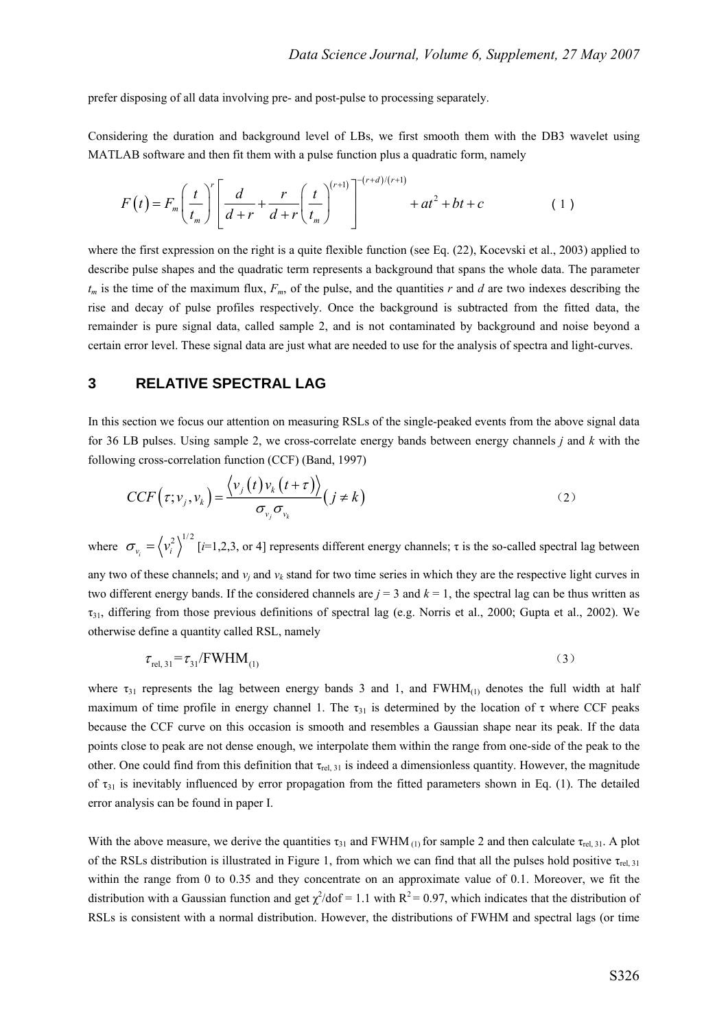prefer disposing of all data involving pre- and post-pulse to processing separately.

Considering the duration and background level of LBs, we first smooth them with the DB3 wavelet using MATLAB software and then fit them with a pulse function plus a quadratic form, namely

$$F(t) = F_m \left(\frac{t}{t_m}\right)^r \left[\frac{d}{d+r} + \frac{r}{d+r}\left(\frac{t}{t_m}\right)^{(r+1)}\right]^{-(r+d)/(r+1)} + at^2 + bt + c \qquad (1)$$

where the first expression on the right is a quite flexible function (see Eq. (22), Kocevski et al., 2003) applied to describe pulse shapes and the quadratic term represents a background that spans the whole data. The parameter $t_m$ is the time of the maximum flux, $F_m$, of the pulse, and the quantities $r$ and $d$ are two indexes describing the rise and decay of pulse profiles respectively. Once the background is subtracted from the fitted data, the remainder is pure signal data, called sample 2, and is not contaminated by background and noise beyond a certain error level. These signal data are just what are needed to use for the analysis of spectra and light-curves.

## 3 RELATIVE SPECTRAL LAG

In this section we focus our attention on measuring RSLs of the single-peaked events from the above signal data for 36 LB pulses. Using sample 2, we cross-correlate energy bands between energy channels $j$ and $k$ with the following cross-correlation function (CCF) (Band, 1997)

$$CCF(\tau; v_j, v_k) = \frac{\langle v_j(t) v_k(t+\tau)\rangle}{\sigma_{v_j}\sigma_{v_k}} (j \neq k) \qquad (2)$$

where $\sigma_{v_i} = \langle v_i^2 \rangle^{1/2}$ [$i$=1,2,3, or 4] represents different energy channels; $\tau$ is the so-called spectral lag between any two of these channels; and $v_j$ and $v_k$ stand for two time series in which they are the respective light curves in two different energy bands. If the considered channels are $j$ = 3 and $k$ = 1, the spectral lag can be thus written as $\tau_{31}$, differing from those previous definitions of spectral lag (e.g. Norris et al., 2000; Gupta et al., 2002). We otherwise define a quantity called RSL, namely

$$\tau_{\text{rel, 31}} = \tau_{31}/\text{FWHM}_{(1)} \qquad (3)$$

where $\tau_{31}$ represents the lag between energy bands 3 and 1, and $\text{FWHM}_{(1)}$ denotes the full width at half maximum of time profile in energy channel 1. The $\tau_{31}$ is determined by the location of $\tau$ where CCF peaks because the CCF curve on this occasion is smooth and resembles a Gaussian shape near its peak. If the data points close to peak are not dense enough, we interpolate them within the range from one-side of the peak to the other. One could find from this definition that $\tau_{\text{rel, 31}}$ is indeed a dimensionless quantity. However, the magnitude of $\tau_{31}$ is inevitably influenced by error propagation from the fitted parameters shown in Eq. (1). The detailed error analysis can be found in paper I.

With the above measure, we derive the quantities $\tau_{31}$ and $\text{FWHM}_{(1)}$ for sample 2 and then calculate $\tau_{\text{rel, 31}}$. A plot of the RSLs distribution is illustrated in Figure 1, from which we can find that all the pulses hold positive $\tau_{\text{rel, 31}}$ within the range from 0 to 0.35 and they concentrate on an approximate value of 0.1. Moreover, we fit the distribution with a Gaussian function and get $\chi^2/\text{dof} = 1.1$ with $R^2 = 0.97$, which indicates that the distribution of RSLs is consistent with a normal distribution. However, the distributions of FWHM and spectral lags (or time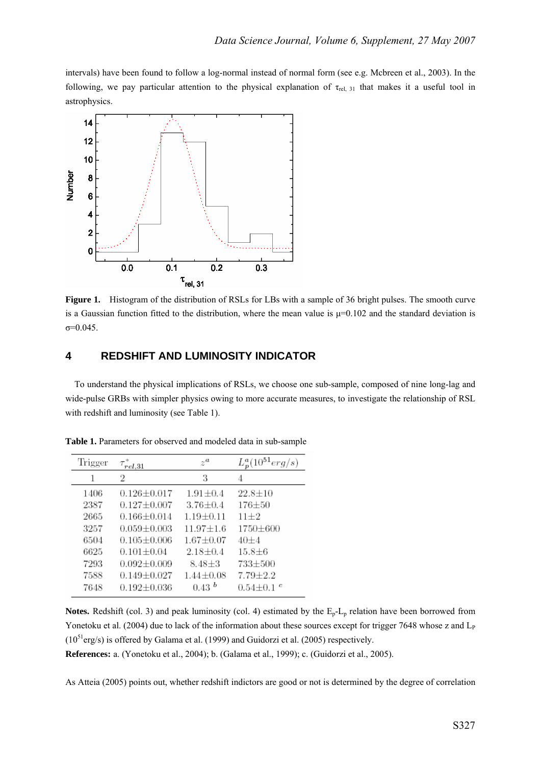intervals) have been found to follow a log-normal instead of normal form (see e.g. Mcbreen et al., 2003). In the following, we pay particular attention to the physical explanation of $\tau_{rel,\ 31}$ that makes it a useful tool in astrophysics.

**Figure 1.** Histogram of the distribution of RSLs for LBs with a sample of 36 bright pulses. The smooth curve is a Gaussian function fitted to the distribution, where the mean value is $\mu$=0.102 and the standard deviation is $\sigma$=0.045.

## 4 REDSHIFT AND LUMINOSITY INDICATOR

To understand the physical implications of RSLs, we choose one sub-sample, composed of nine long-lag and wide-pulse GRBs with simpler physics owing to more accurate measures, to investigate the relationship of RSL with redshift and luminosity (see Table 1).

**Table 1.** Parameters for observed and modeled data in sub-sample

| Trigger | $\tau^*_{rel,31}$ | $z^a$ | $L^a_p(10^{51}erg/s)$ |
|---|---|---|---|
| 1 | 2 | 3 | 4 |
| 1406 | 0.126±0.017 | 1.91±0.4 | 22.8±10 |
| 2387 | 0.127±0.007 | 3.76±0.4 | 176±50 |
| 2665 | 0.166±0.014 | 1.19±0.11 | 11±2 |
| 3257 | 0.059±0.003 | 11.97±1.6 | 1750±600 |
| 6504 | 0.105±0.006 | 1.67±0.07 | 40±4 |
| 6625 | 0.101±0.04 | 2.18±0.4 | 15.8±6 |
| 7293 | 0.092±0.009 | 8.48±3 | 733±500 |
| 7588 | 0.149±0.027 | 1.44±0.08 | 7.79±2.2 |
| 7648 | 0.192±0.036 | 0.43 [b] | 0.54±0.1 [c] |

**Notes.** Redshift (col. 3) and peak luminosity (col. 4) estimated by the $E_p$-$L_p$ relation have been borrowed from Yonetoku et al. (2004) due to lack of the information about these sources except for trigger 7648 whose z and $L_P$ ($10^{51}$erg/s) is offered by Galama et al. (1999) and Guidorzi et al. (2005) respectively.

**References:** a. (Yonetoku et al., 2004); b. (Galama et al., 1999); c. (Guidorzi et al., 2005).

As Atteia (2005) points out, whether redshift indictors are good or not is determined by the degree of correlation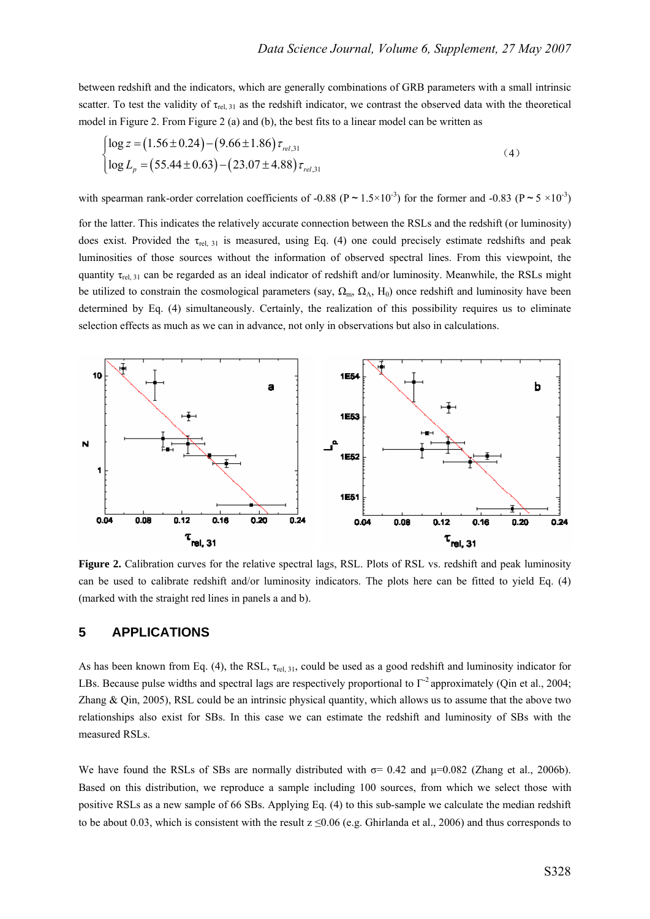between redshift and the indicators, which are generally combinations of GRB parameters with a small intrinsic scatter. To test the validity of $\tau_{rel,31}$ as the redshift indicator, we contrast the observed data with the theoretical model in Figure 2. From Figure 2 (a) and (b), the best fits to a linear model can be written as

$$
\begin{cases}
\log z = (1.56 \pm 0.24) - (9.66 \pm 1.86)\,\tau_{rel,31} \\
\log L_p = (55.44 \pm 0.63) - (23.07 \pm 4.88)\,\tau_{rel,31}
\end{cases}
\quad (4)
$$

with spearman rank-order correlation coefficients of -0.88 ($P \sim 1.5\times10^{-3}$) for the former and -0.83 ($P \sim 5\times10^{-3}$) for the latter. This indicates the relatively accurate connection between the RSLs and the redshift (or luminosity) does exist. Provided the $\tau_{rel,31}$ is measured, using Eq. (4) one could precisely estimate redshifts and peak luminosities of those sources without the information of observed spectral lines. From this viewpoint, the quantity $\tau_{rel,31}$ can be regarded as an ideal indicator of redshift and/or luminosity. Meanwhile, the RSLs might be utilized to constrain the cosmological parameters (say, $\Omega_m$, $\Omega_\Lambda$, $H_0$) once redshift and luminosity have been determined by Eq. (4) simultaneously. Certainly, the realization of this possibility requires us to eliminate selection effects as much as we can in advance, not only in observations but also in calculations.

**Figure 2.** Calibration curves for the relative spectral lags, RSL. Plots of RSL vs. redshift and peak luminosity can be used to calibrate redshift and/or luminosity indicators. The plots here can be fitted to yield Eq. (4) (marked with the straight red lines in panels a and b).

## 5 APPLICATIONS

As has been known from Eq. (4), the RSL, $\tau_{rel,31}$, could be used as a good redshift and luminosity indicator for LBs. Because pulse widths and spectral lags are respectively proportional to $\Gamma^{-2}$ approximately (Qin et al., 2004; Zhang & Qin, 2005), RSL could be an intrinsic physical quantity, which allows us to assume that the above two relationships also exist for SBs. In this case we can estimate the redshift and luminosity of SBs with the measured RSLs.

We have found the RSLs of SBs are normally distributed with $\sigma = 0.42$ and $\mu = 0.082$ (Zhang et al., 2006b). Based on this distribution, we reproduce a sample including 100 sources, from which we select those with positive RSLs as a new sample of 66 SBs. Applying Eq. (4) to this sub-sample we calculate the median redshift to be about 0.03, which is consistent with the result $z \leq 0.06$ (e.g. Ghirlanda et al., 2006) and thus corresponds to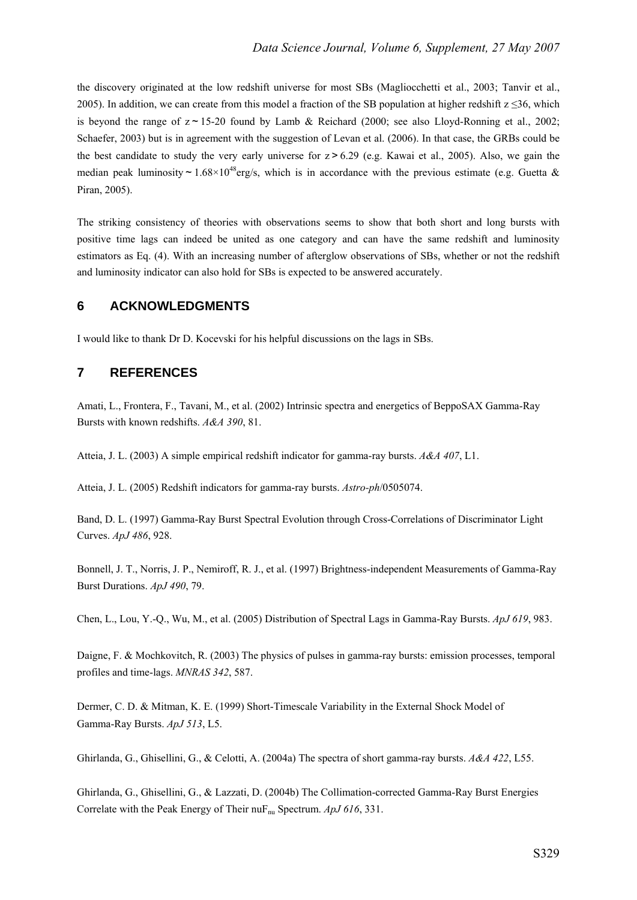the discovery originated at the low redshift universe for most SBs (Magliocchetti et al., 2003; Tanvir et al., 2005). In addition, we can create from this model a fraction of the SB population at higher redshift $z \lesssim 36$, which is beyond the range of $z \sim 15$-$20$ found by Lamb & Reichard (2000; see also Lloyd-Ronning et al., 2002; Schaefer, 2003) but is in agreement with the suggestion of Levan et al. (2006). In that case, the GRBs could be the best candidate to study the very early universe for $z > 6.29$ (e.g. Kawai et al., 2005). Also, we gain the median peak luminosity $\sim 1.68\times10^{48}$erg/s, which is in accordance with the previous estimate (e.g. Guetta & Piran, 2005).

The striking consistency of theories with observations seems to show that both short and long bursts with positive time lags can indeed be united as one category and can have the same redshift and luminosity estimators as Eq. (4). With an increasing number of afterglow observations of SBs, whether or not the redshift and luminosity indicator can also hold for SBs is expected to be answered accurately.

## 6 ACKNOWLEDGMENTS

I would like to thank Dr D. Kocevski for his helpful discussions on the lags in SBs.

## 7 REFERENCES

Amati, L., Frontera, F., Tavani, M., et al. (2002) Intrinsic spectra and energetics of BeppoSAX Gamma-Ray Bursts with known redshifts. *A&A 390*, 81.

Atteia, J. L. (2003) A simple empirical redshift indicator for gamma-ray bursts. *A&A 407*, L1.

Atteia, J. L. (2005) Redshift indicators for gamma-ray bursts. *Astro-ph*/0505074.

Band, D. L. (1997) Gamma-Ray Burst Spectral Evolution through Cross-Correlations of Discriminator Light Curves. *ApJ 486*, 928.

Bonnell, J. T., Norris, J. P., Nemiroff, R. J., et al. (1997) Brightness-independent Measurements of Gamma-Ray Burst Durations. *ApJ 490*, 79.

Chen, L., Lou, Y.-Q., Wu, M., et al. (2005) Distribution of Spectral Lags in Gamma-Ray Bursts. *ApJ 619*, 983.

Daigne, F. & Mochkovitch, R. (2003) The physics of pulses in gamma-ray bursts: emission processes, temporal profiles and time-lags. *MNRAS 342*, 587.

Dermer, C. D. & Mitman, K. E. (1999) Short-Timescale Variability in the External Shock Model of Gamma-Ray Bursts. *ApJ 513*, L5.

Ghirlanda, G., Ghisellini, G., & Celotti, A. (2004a) The spectra of short gamma-ray bursts. *A&A 422*, L55.

Ghirlanda, G., Ghisellini, G., & Lazzati, D. (2004b) The Collimation-corrected Gamma-Ray Burst Energies Correlate with the Peak Energy of Their $nuF_{nu}$ Spectrum. *ApJ 616*, 331.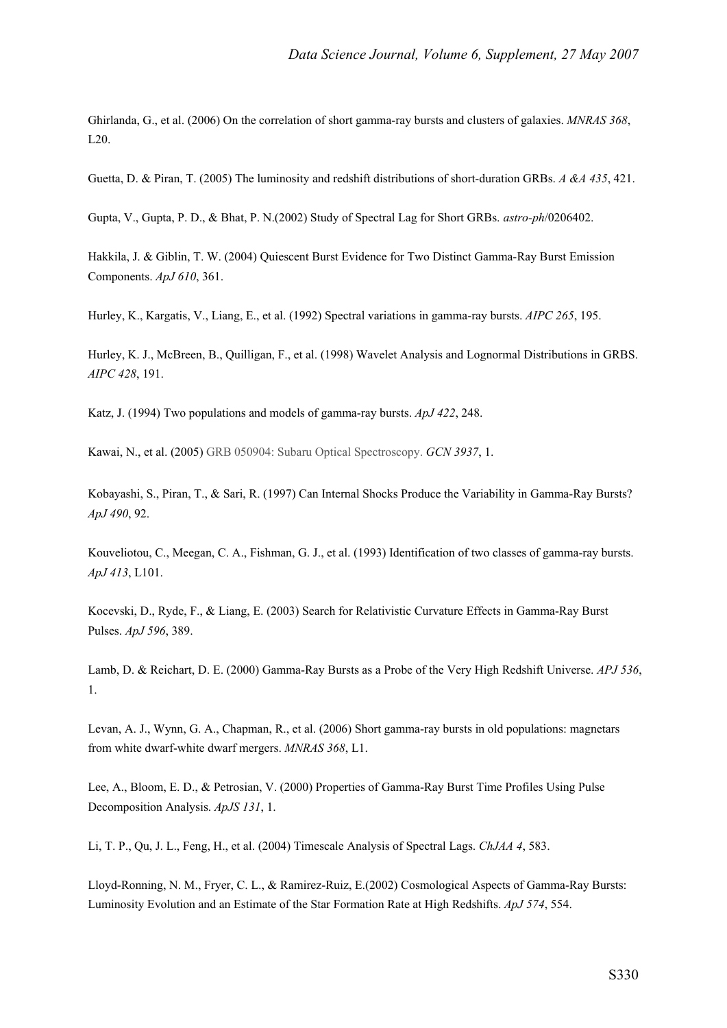Ghirlanda, G., et al. (2006) On the correlation of short gamma-ray bursts and clusters of galaxies. *MNRAS 368*, L20.

Guetta, D. & Piran, T. (2005) The luminosity and redshift distributions of short-duration GRBs. *A &A 435*, 421.

Gupta, V., Gupta, P. D., & Bhat, P. N.(2002) Study of Spectral Lag for Short GRBs. *astro-ph*/0206402.

Hakkila, J. & Giblin, T. W. (2004) Quiescent Burst Evidence for Two Distinct Gamma-Ray Burst Emission Components. *ApJ 610*, 361.

Hurley, K., Kargatis, V., Liang, E., et al. (1992) Spectral variations in gamma-ray bursts. *AIPC 265*, 195.

Hurley, K. J., McBreen, B., Quilligan, F., et al. (1998) Wavelet Analysis and Lognormal Distributions in GRBS. *AIPC 428*, 191.

Katz, J. (1994) Two populations and models of gamma-ray bursts. *ApJ 422*, 248.

Kawai, N., et al. (2005) GRB 050904: Subaru Optical Spectroscopy. *GCN 3937*, 1.

Kobayashi, S., Piran, T., & Sari, R. (1997) Can Internal Shocks Produce the Variability in Gamma-Ray Bursts? *ApJ 490*, 92.

Kouveliotou, C., Meegan, C. A., Fishman, G. J., et al. (1993) Identification of two classes of gamma-ray bursts. *ApJ 413*, L101.

Kocevski, D., Ryde, F., & Liang, E. (2003) Search for Relativistic Curvature Effects in Gamma-Ray Burst Pulses. *ApJ 596*, 389.

Lamb, D. & Reichart, D. E. (2000) Gamma-Ray Bursts as a Probe of the Very High Redshift Universe. *APJ 536*, 1.

Levan, A. J., Wynn, G. A., Chapman, R., et al. (2006) Short gamma-ray bursts in old populations: magnetars from white dwarf-white dwarf mergers. *MNRAS 368*, L1.

Lee, A., Bloom, E. D., & Petrosian, V. (2000) Properties of Gamma-Ray Burst Time Profiles Using Pulse Decomposition Analysis. *ApJS 131*, 1.

Li, T. P., Qu, J. L., Feng, H., et al. (2004) Timescale Analysis of Spectral Lags. *ChJAA 4*, 583.

Lloyd-Ronning, N. M., Fryer, C. L., & Ramirez-Ruiz, E.(2002) Cosmological Aspects of Gamma-Ray Bursts: Luminosity Evolution and an Estimate of the Star Formation Rate at High Redshifts. *ApJ 574*, 554.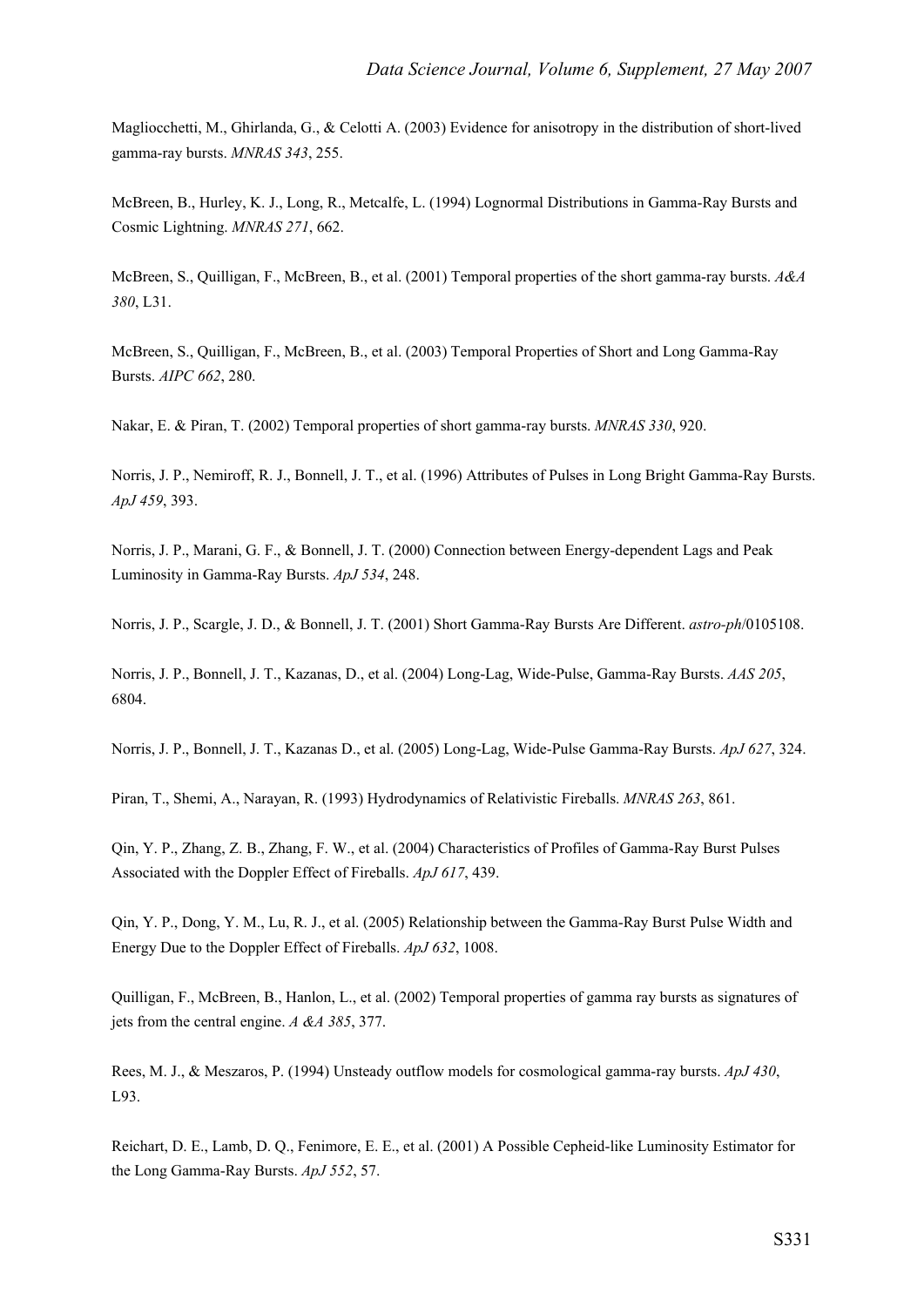Magliocchetti, M., Ghirlanda, G., & Celotti A. (2003) Evidence for anisotropy in the distribution of short-lived gamma-ray bursts. *MNRAS 343*, 255.

McBreen, B., Hurley, K. J., Long, R., Metcalfe, L. (1994) Lognormal Distributions in Gamma-Ray Bursts and Cosmic Lightning. *MNRAS 271*, 662.

McBreen, S., Quilligan, F., McBreen, B., et al. (2001) Temporal properties of the short gamma-ray bursts. *A&A 380*, L31.

McBreen, S., Quilligan, F., McBreen, B., et al. (2003) Temporal Properties of Short and Long Gamma-Ray Bursts. *AIPC 662*, 280.

Nakar, E. & Piran, T. (2002) Temporal properties of short gamma-ray bursts. *MNRAS 330*, 920.

Norris, J. P., Nemiroff, R. J., Bonnell, J. T., et al. (1996) Attributes of Pulses in Long Bright Gamma-Ray Bursts. *ApJ 459*, 393.

Norris, J. P., Marani, G. F., & Bonnell, J. T. (2000) Connection between Energy-dependent Lags and Peak Luminosity in Gamma-Ray Bursts. *ApJ 534*, 248.

Norris, J. P., Scargle, J. D., & Bonnell, J. T. (2001) Short Gamma-Ray Bursts Are Different. *astro-ph*/0105108.

Norris, J. P., Bonnell, J. T., Kazanas, D., et al. (2004) Long-Lag, Wide-Pulse, Gamma-Ray Bursts. *AAS 205*, 6804.

Norris, J. P., Bonnell, J. T., Kazanas D., et al. (2005) Long-Lag, Wide-Pulse Gamma-Ray Bursts. *ApJ 627*, 324.

Piran, T., Shemi, A., Narayan, R. (1993) Hydrodynamics of Relativistic Fireballs. *MNRAS 263*, 861.

Qin, Y. P., Zhang, Z. B., Zhang, F. W., et al. (2004) Characteristics of Profiles of Gamma-Ray Burst Pulses Associated with the Doppler Effect of Fireballs. *ApJ 617*, 439.

Qin, Y. P., Dong, Y. M., Lu, R. J., et al. (2005) Relationship between the Gamma-Ray Burst Pulse Width and Energy Due to the Doppler Effect of Fireballs. *ApJ 632*, 1008.

Quilligan, F., McBreen, B., Hanlon, L., et al. (2002) Temporal properties of gamma ray bursts as signatures of jets from the central engine. *A &A 385*, 377.

Rees, M. J., & Meszaros, P. (1994) Unsteady outflow models for cosmological gamma-ray bursts. *ApJ 430*, L93.

Reichart, D. E., Lamb, D. Q., Fenimore, E. E., et al. (2001) A Possible Cepheid-like Luminosity Estimator for the Long Gamma-Ray Bursts. *ApJ 552*, 57.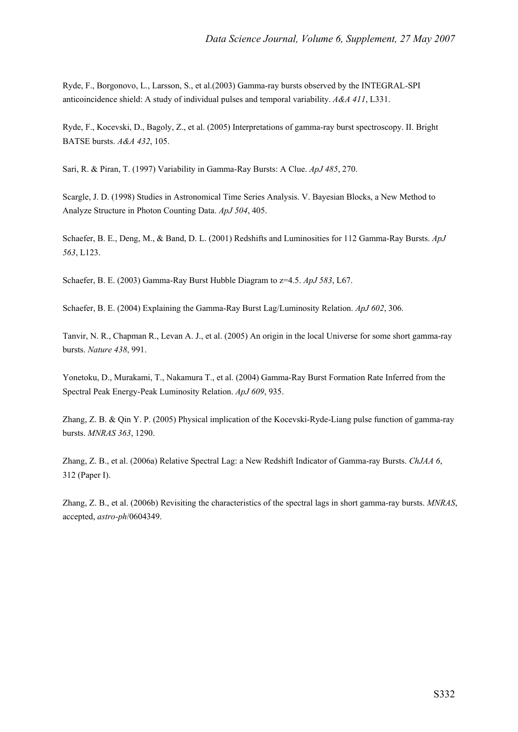Ryde, F., Borgonovo, L., Larsson, S., et al.(2003) Gamma-ray bursts observed by the INTEGRAL-SPI anticoincidence shield: A study of individual pulses and temporal variability. *A&A 411*, L331.

Ryde, F., Kocevski, D., Bagoly, Z., et al. (2005) Interpretations of gamma-ray burst spectroscopy. II. Bright BATSE bursts. *A&A 432*, 105.

Sari, R. & Piran, T. (1997) Variability in Gamma-Ray Bursts: A Clue. *ApJ 485*, 270.

Scargle, J. D. (1998) Studies in Astronomical Time Series Analysis. V. Bayesian Blocks, a New Method to Analyze Structure in Photon Counting Data. *ApJ 504*, 405.

Schaefer, B. E., Deng, M., & Band, D. L. (2001) Redshifts and Luminosities for 112 Gamma-Ray Bursts. *ApJ 563*, L123.

Schaefer, B. E. (2003) Gamma-Ray Burst Hubble Diagram to z=4.5. *ApJ 583*, L67.

Schaefer, B. E. (2004) Explaining the Gamma-Ray Burst Lag/Luminosity Relation. *ApJ 602*, 306.

Tanvir, N. R., Chapman R., Levan A. J., et al. (2005) An origin in the local Universe for some short gamma-ray bursts. *Nature 438*, 991.

Yonetoku, D., Murakami, T., Nakamura T., et al. (2004) Gamma-Ray Burst Formation Rate Inferred from the Spectral Peak Energy-Peak Luminosity Relation. *ApJ 609*, 935.

Zhang, Z. B. & Qin Y. P. (2005) Physical implication of the Kocevski-Ryde-Liang pulse function of gamma-ray bursts. *MNRAS 363*, 1290.

Zhang, Z. B., et al. (2006a) Relative Spectral Lag: a New Redshift Indicator of Gamma-ray Bursts. *ChJAA 6*, 312 (Paper I).

Zhang, Z. B., et al. (2006b) Revisiting the characteristics of the spectral lags in short gamma-ray bursts. *MNRAS*, accepted, *astro-ph*/0604349.